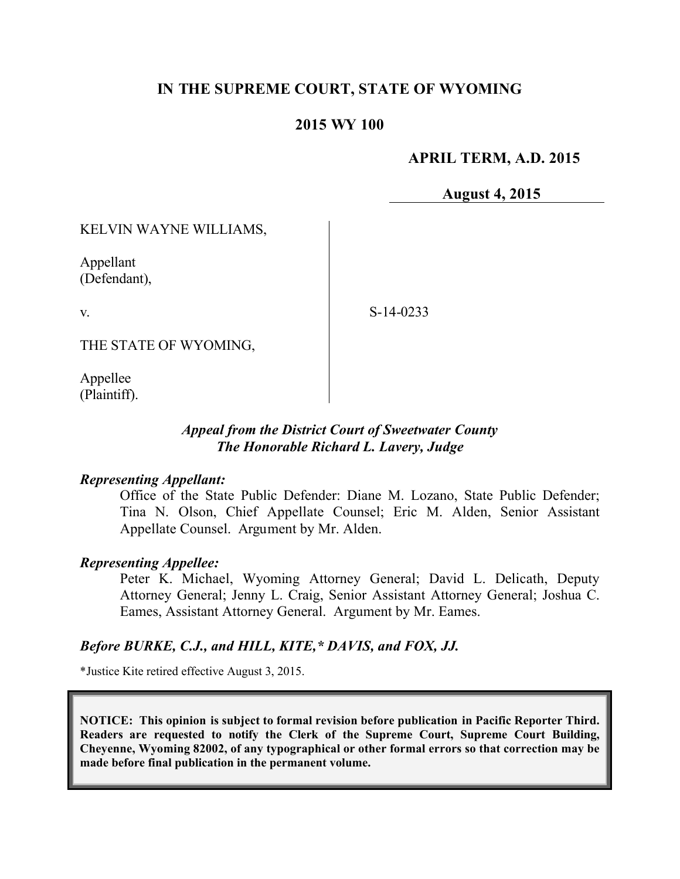# IN THE SUPREME COURT, STATE OF WYOMING

## 2015 WY 100

**APRIL TERM, A.D. 2015**

**August 4, 2015**

KELVIN WAYNE WILLIAMS,

Appellant
(Defendant),

v.

THE STATE OF WYOMING,

Appellee
(Plaintiff).

S-14-0233

*Appeal from the District Court of Sweetwater County*
*The Honorable Richard L. Lavery, Judge*

***Representing Appellant:***

Office of the State Public Defender: Diane M. Lozano, State Public Defender; Tina N. Olson, Chief Appellate Counsel; Eric M. Alden, Senior Assistant Appellate Counsel. Argument by Mr. Alden.

***Representing Appellee:***

Peter K. Michael, Wyoming Attorney General; David L. Delicath, Deputy Attorney General; Jenny L. Craig, Senior Assistant Attorney General; Joshua C. Eames, Assistant Attorney General. Argument by Mr. Eames.

***Before BURKE, C.J., and HILL, KITE,\* DAVIS, and FOX, JJ.***

\*Justice Kite retired effective August 3, 2015.

**NOTICE: This opinion is subject to formal revision before publication in Pacific Reporter Third. Readers are requested to notify the Clerk of the Supreme Court, Supreme Court Building, Cheyenne, Wyoming 82002, of any typographical or other formal errors so that correction may be made before final publication in the permanent volume.**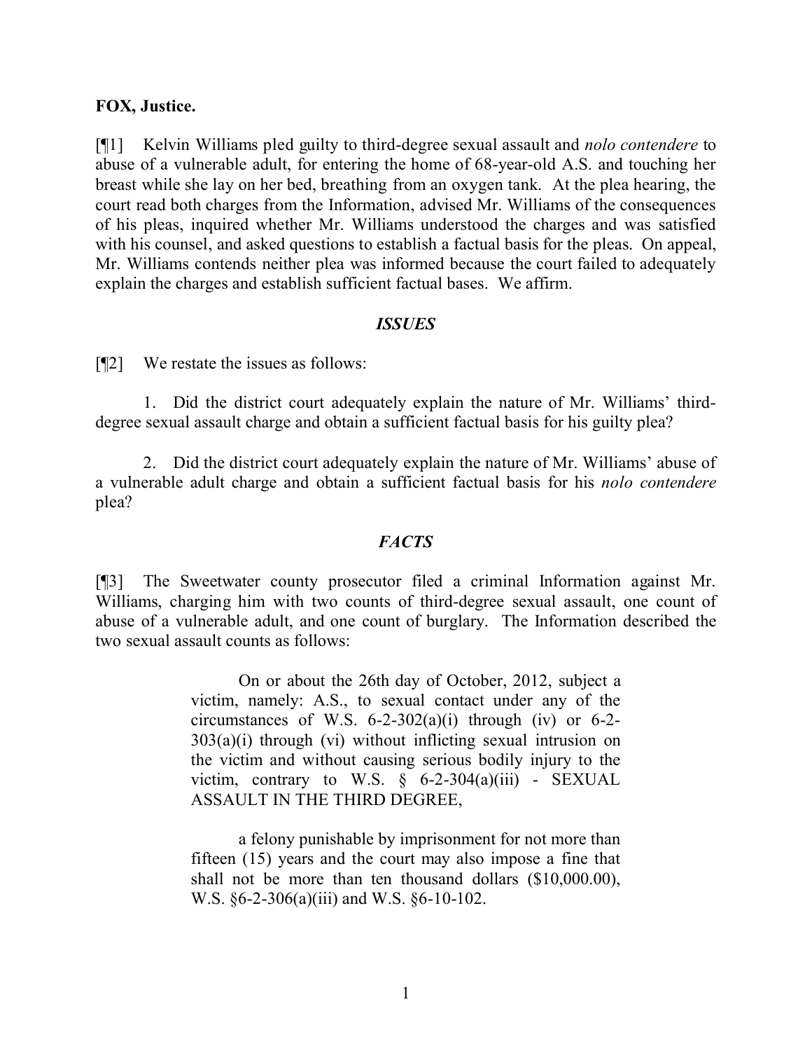**FOX, Justice.**

[¶1] Kelvin Williams pled guilty to third-degree sexual assault and *nolo contendere* to abuse of a vulnerable adult, for entering the home of 68-year-old A.S. and touching her breast while she lay on her bed, breathing from an oxygen tank. At the plea hearing, the court read both charges from the Information, advised Mr. Williams of the consequences of his pleas, inquired whether Mr. Williams understood the charges and was satisfied with his counsel, and asked questions to establish a factual basis for the pleas. On appeal, Mr. Williams contends neither plea was informed because the court failed to adequately explain the charges and establish sufficient factual bases. We affirm.

### *ISSUES*

[¶2] We restate the issues as follows:

1. Did the district court adequately explain the nature of Mr. Williams' third-degree sexual assault charge and obtain a sufficient factual basis for his guilty plea?

2. Did the district court adequately explain the nature of Mr. Williams' abuse of a vulnerable adult charge and obtain a sufficient factual basis for his *nolo contendere* plea?

### *FACTS*

[¶3] The Sweetwater county prosecutor filed a criminal Information against Mr. Williams, charging him with two counts of third-degree sexual assault, one count of abuse of a vulnerable adult, and one count of burglary. The Information described the two sexual assault counts as follows:

> On or about the 26th day of October, 2012, subject a victim, namely: A.S., to sexual contact under any of the circumstances of W.S. 6-2-302(a)(i) through (iv) or 6-2-303(a)(i) through (vi) without inflicting sexual intrusion on the victim and without causing serious bodily injury to the victim, contrary to W.S. § 6-2-304(a)(iii) - SEXUAL ASSAULT IN THE THIRD DEGREE,
>
> a felony punishable by imprisonment for not more than fifteen (15) years and the court may also impose a fine that shall not be more than ten thousand dollars ($10,000.00), W.S. §6-2-306(a)(iii) and W.S. §6-10-102.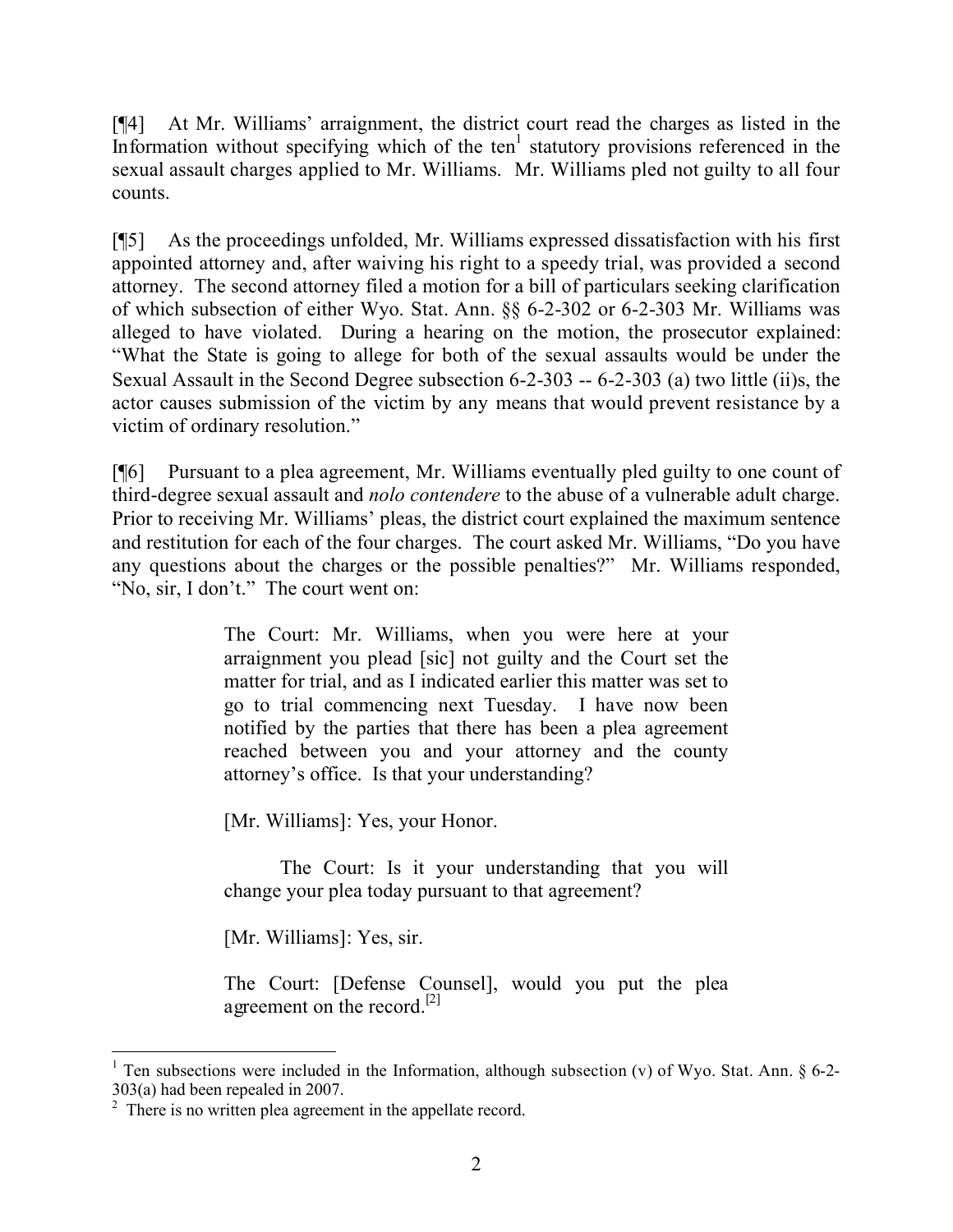[¶4] At Mr. Williams' arraignment, the district court read the charges as listed in the Information without specifying which of the ten[1] statutory provisions referenced in the sexual assault charges applied to Mr. Williams. Mr. Williams pled not guilty to all four counts.

[¶5] As the proceedings unfolded, Mr. Williams expressed dissatisfaction with his first appointed attorney and, after waiving his right to a speedy trial, was provided a second attorney. The second attorney filed a motion for a bill of particulars seeking clarification of which subsection of either Wyo. Stat. Ann. §§ 6-2-302 or 6-2-303 Mr. Williams was alleged to have violated. During a hearing on the motion, the prosecutor explained: "What the State is going to allege for both of the sexual assaults would be under the Sexual Assault in the Second Degree subsection 6-2-303 -- 6-2-303 (a) two little (ii)s, the actor causes submission of the victim by any means that would prevent resistance by a victim of ordinary resolution."

[¶6] Pursuant to a plea agreement, Mr. Williams eventually pled guilty to one count of third-degree sexual assault and *nolo contendere* to the abuse of a vulnerable adult charge. Prior to receiving Mr. Williams' pleas, the district court explained the maximum sentence and restitution for each of the four charges. The court asked Mr. Williams, "Do you have any questions about the charges or the possible penalties?" Mr. Williams responded, "No, sir, I don't." The court went on:

> The Court: Mr. Williams, when you were here at your arraignment you plead [sic] not guilty and the Court set the matter for trial, and as I indicated earlier this matter was set to go to trial commencing next Tuesday. I have now been notified by the parties that there has been a plea agreement reached between you and your attorney and the county attorney's office. Is that your understanding?
>
> [Mr. Williams]: Yes, your Honor.
>
> The Court: Is it your understanding that you will change your plea today pursuant to that agreement?
>
> [Mr. Williams]: Yes, sir.
>
> The Court: [Defense Counsel], would you put the plea agreement on the record.[2]

---

[1] Ten subsections were included in the Information, although subsection (v) of Wyo. Stat. Ann. § 6-2-303(a) had been repealed in 2007.

[2] There is no written plea agreement in the appellate record.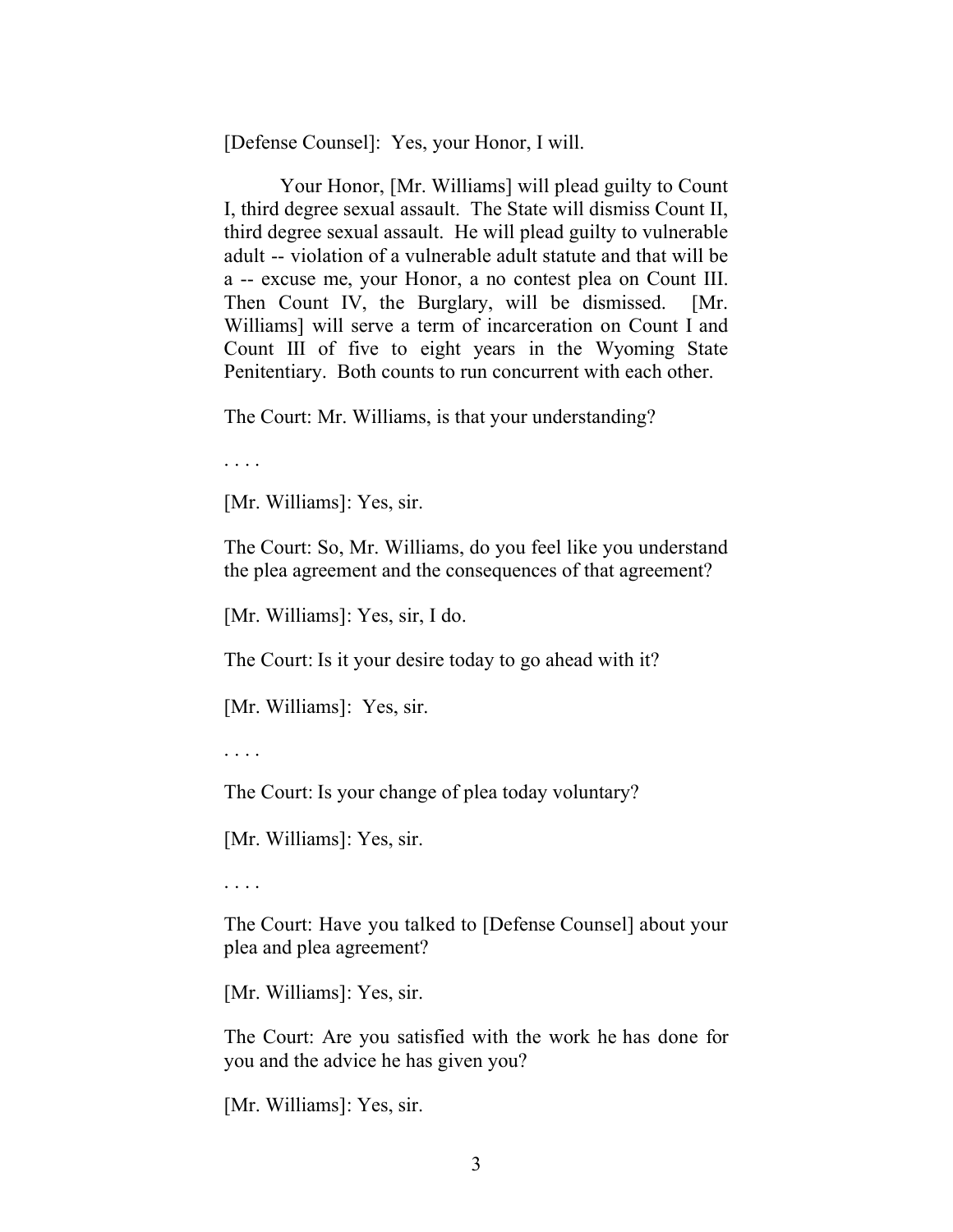[Defense Counsel]: Yes, your Honor, I will.

Your Honor, [Mr. Williams] will plead guilty to Count I, third degree sexual assault. The State will dismiss Count II, third degree sexual assault. He will plead guilty to vulnerable adult -- violation of a vulnerable adult statute and that will be a -- excuse me, your Honor, a no contest plea on Count III. Then Count IV, the Burglary, will be dismissed. [Mr. Williams] will serve a term of incarceration on Count I and Count III of five to eight years in the Wyoming State Penitentiary. Both counts to run concurrent with each other.

The Court: Mr. Williams, is that your understanding?

. . . .

[Mr. Williams]: Yes, sir.

The Court: So, Mr. Williams, do you feel like you understand the plea agreement and the consequences of that agreement?

[Mr. Williams]: Yes, sir, I do.

The Court: Is it your desire today to go ahead with it?

[Mr. Williams]: Yes, sir.

. . . .

The Court: Is your change of plea today voluntary?

[Mr. Williams]: Yes, sir.

. . . .

The Court: Have you talked to [Defense Counsel] about your plea and plea agreement?

[Mr. Williams]: Yes, sir.

The Court: Are you satisfied with the work he has done for you and the advice he has given you?

[Mr. Williams]: Yes, sir.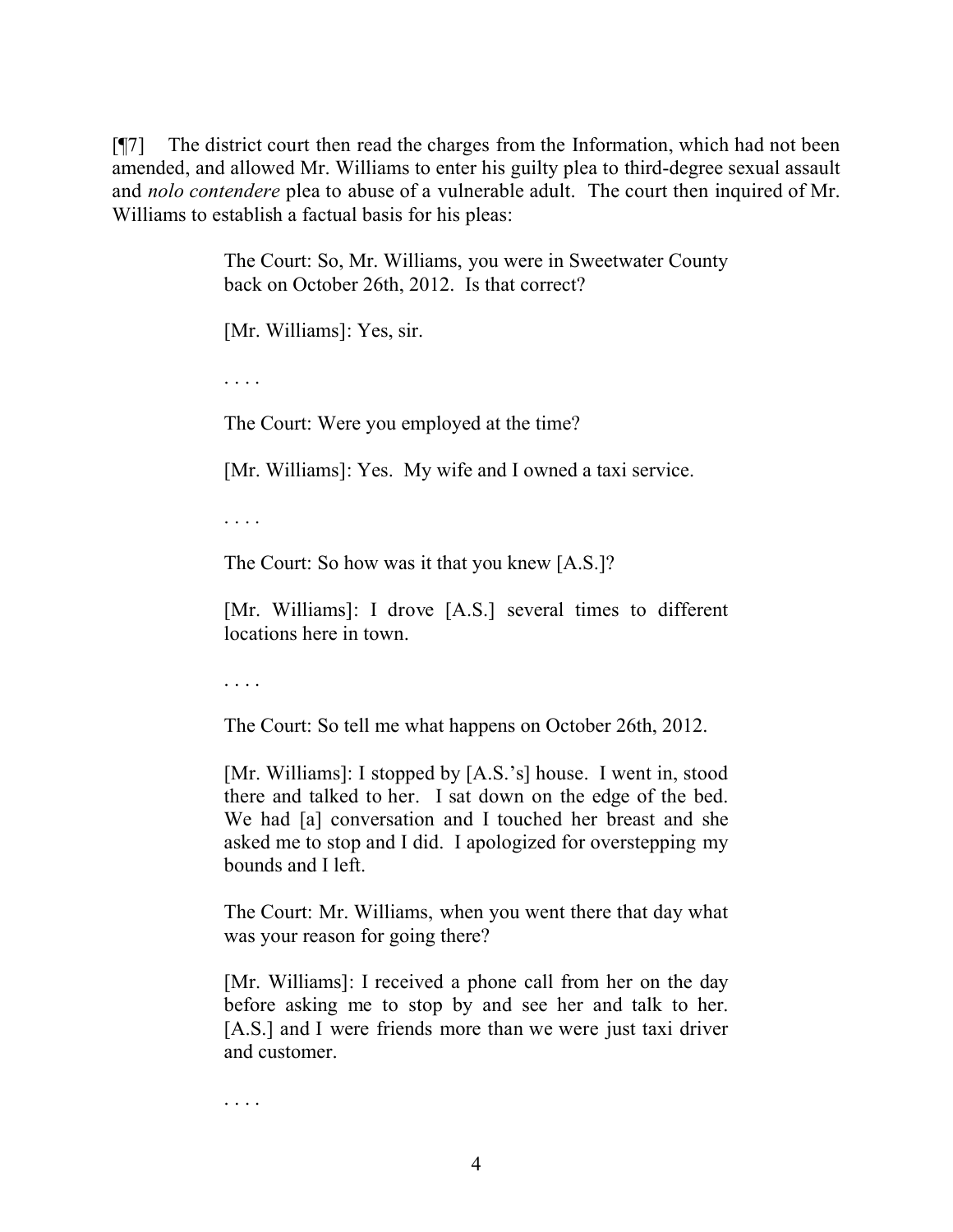[¶7] The district court then read the charges from the Information, which had not been amended, and allowed Mr. Williams to enter his guilty plea to third-degree sexual assault and *nolo contendere* plea to abuse of a vulnerable adult. The court then inquired of Mr. Williams to establish a factual basis for his pleas:

> The Court: So, Mr. Williams, you were in Sweetwater County back on October 26th, 2012. Is that correct?
>
> [Mr. Williams]: Yes, sir.
>
> . . . .
>
> The Court: Were you employed at the time?
>
> [Mr. Williams]: Yes. My wife and I owned a taxi service.
>
> . . . .
>
> The Court: So how was it that you knew [A.S.]?
>
> [Mr. Williams]: I drove [A.S.] several times to different locations here in town.
>
> . . . .
>
> The Court: So tell me what happens on October 26th, 2012.
>
> [Mr. Williams]: I stopped by [A.S.'s] house. I went in, stood there and talked to her. I sat down on the edge of the bed. We had [a] conversation and I touched her breast and she asked me to stop and I did. I apologized for overstepping my bounds and I left.
>
> The Court: Mr. Williams, when you went there that day what was your reason for going there?
>
> [Mr. Williams]: I received a phone call from her on the day before asking me to stop by and see her and talk to her. [A.S.] and I were friends more than we were just taxi driver and customer.
>
> . . . .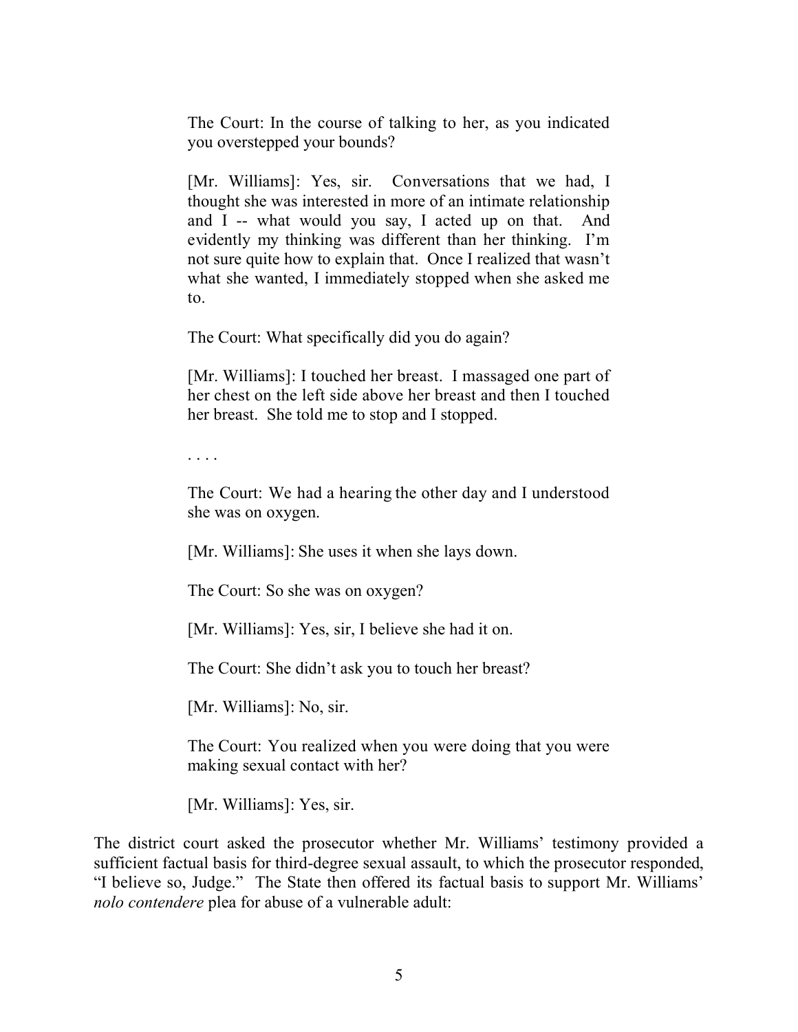> The Court: In the course of talking to her, as you indicated you overstepped your bounds?
>
> [Mr. Williams]: Yes, sir. Conversations that we had, I thought she was interested in more of an intimate relationship and I -- what would you say, I acted up on that. And evidently my thinking was different than her thinking. I'm not sure quite how to explain that. Once I realized that wasn't what she wanted, I immediately stopped when she asked me to.
>
> The Court: What specifically did you do again?
>
> [Mr. Williams]: I touched her breast. I massaged one part of her chest on the left side above her breast and then I touched her breast. She told me to stop and I stopped.
>
> . . . .
>
> The Court: We had a hearing the other day and I understood she was on oxygen.
>
> [Mr. Williams]: She uses it when she lays down.
>
> The Court: So she was on oxygen?
>
> [Mr. Williams]: Yes, sir, I believe she had it on.
>
> The Court: She didn't ask you to touch her breast?
>
> [Mr. Williams]: No, sir.
>
> The Court: You realized when you were doing that you were making sexual contact with her?
>
> [Mr. Williams]: Yes, sir.

The district court asked the prosecutor whether Mr. Williams' testimony provided a sufficient factual basis for third-degree sexual assault, to which the prosecutor responded, "I believe so, Judge." The State then offered its factual basis to support Mr. Williams' *nolo contendere* plea for abuse of a vulnerable adult: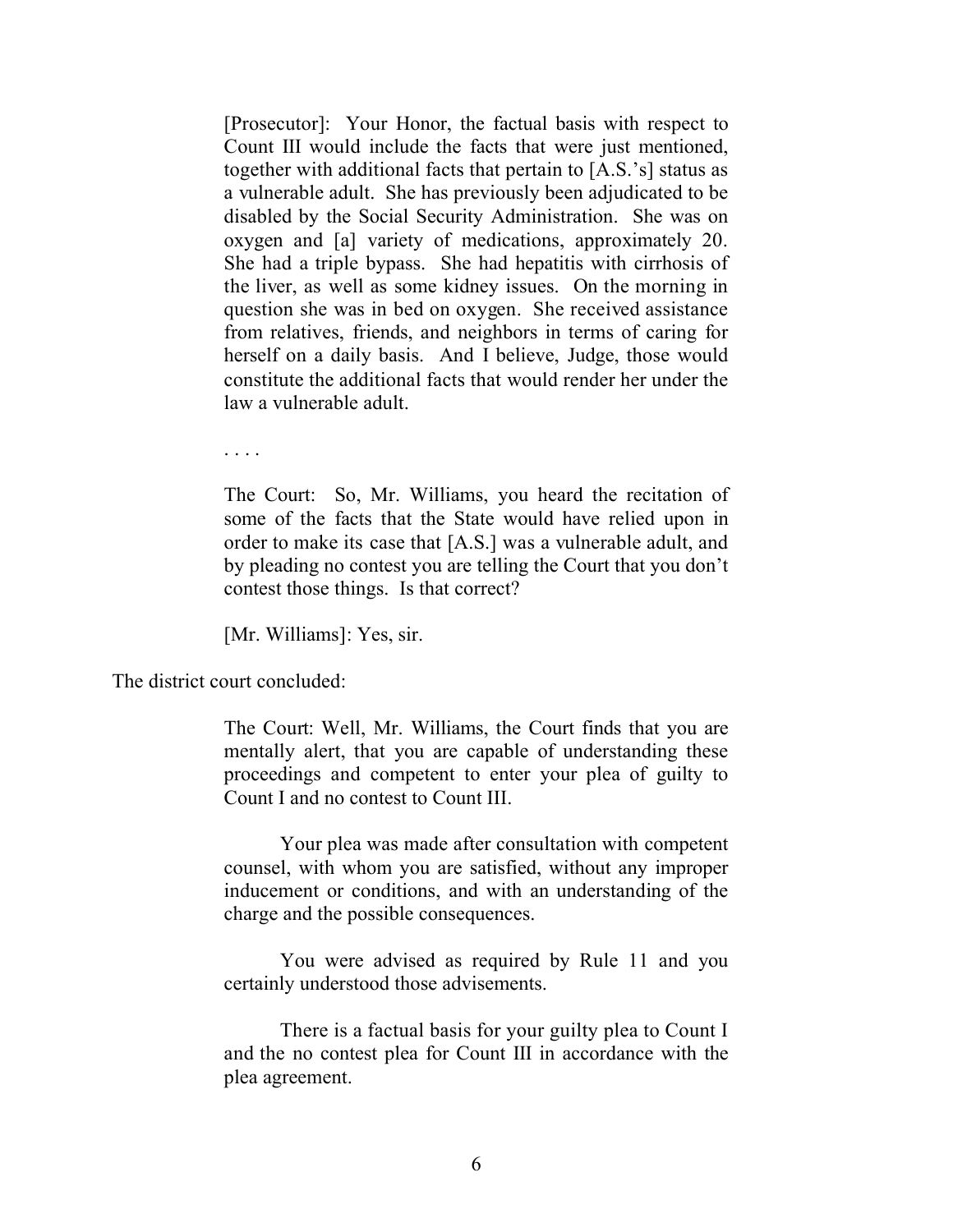> [Prosecutor]: Your Honor, the factual basis with respect to Count III would include the facts that were just mentioned, together with additional facts that pertain to [A.S.'s] status as a vulnerable adult. She has previously been adjudicated to be disabled by the Social Security Administration. She was on oxygen and [a] variety of medications, approximately 20. She had a triple bypass. She had hepatitis with cirrhosis of the liver, as well as some kidney issues. On the morning in question she was in bed on oxygen. She received assistance from relatives, friends, and neighbors in terms of caring for herself on a daily basis. And I believe, Judge, those would constitute the additional facts that would render her under the law a vulnerable adult.
>
> . . . .
>
> The Court: So, Mr. Williams, you heard the recitation of some of the facts that the State would have relied upon in order to make its case that [A.S.] was a vulnerable adult, and by pleading no contest you are telling the Court that you don't contest those things. Is that correct?
>
> [Mr. Williams]: Yes, sir.

The district court concluded:

> The Court: Well, Mr. Williams, the Court finds that you are mentally alert, that you are capable of understanding these proceedings and competent to enter your plea of guilty to Count I and no contest to Count III.
>
> Your plea was made after consultation with competent counsel, with whom you are satisfied, without any improper inducement or conditions, and with an understanding of the charge and the possible consequences.
>
> You were advised as required by Rule 11 and you certainly understood those advisements.
>
> There is a factual basis for your guilty plea to Count I and the no contest plea for Count III in accordance with the plea agreement.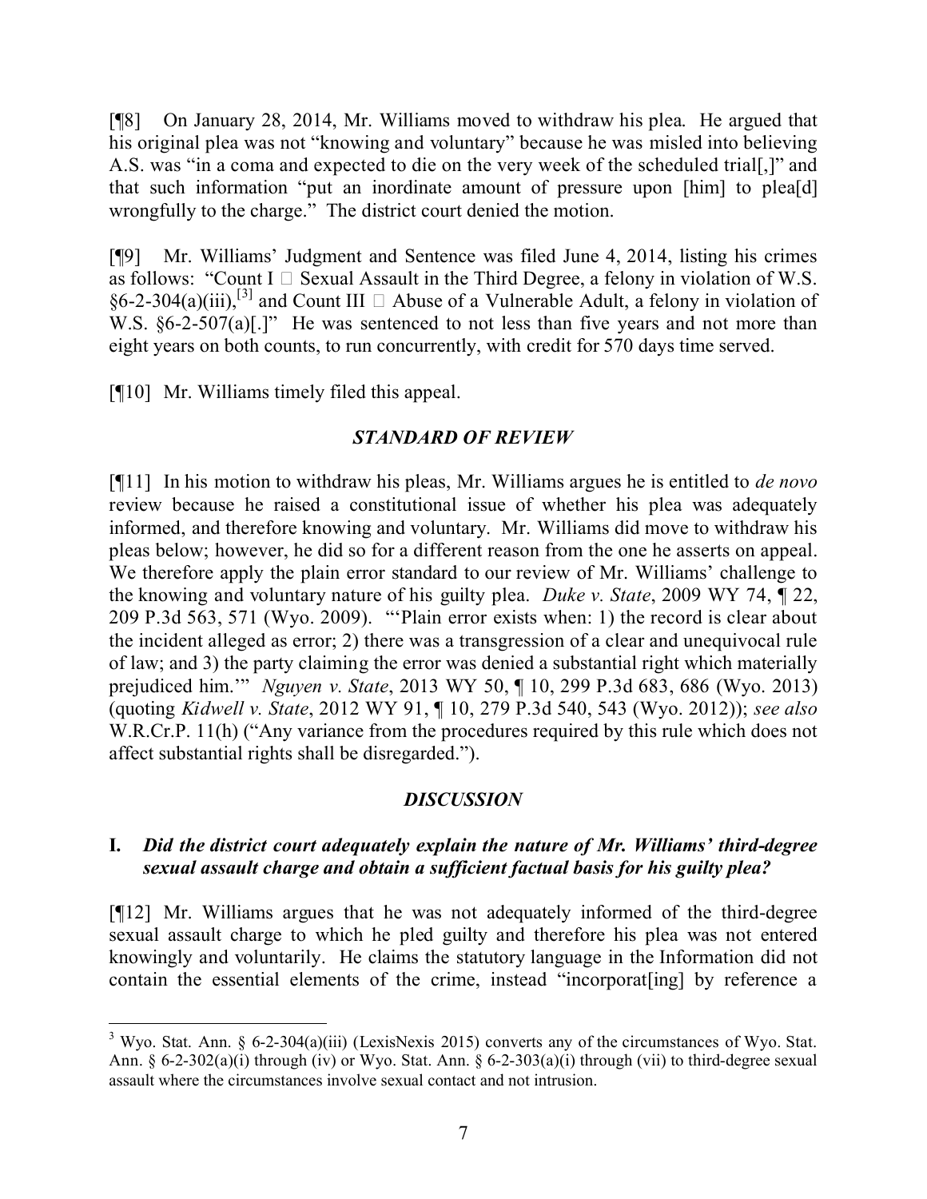[¶8] On January 28, 2014, Mr. Williams moved to withdraw his plea. He argued that his original plea was not "knowing and voluntary" because he was misled into believing A.S. was "in a coma and expected to die on the very week of the scheduled trial[,]" and that such information "put an inordinate amount of pressure upon [him] to plea[d] wrongfully to the charge." The district court denied the motion.

[¶9] Mr. Williams' Judgment and Sentence was filed June 4, 2014, listing his crimes as follows: "Count I  Sexual Assault in the Third Degree, a felony in violation of W.S. §6-2-304(a)(iii),[3] and Count III  Abuse of a Vulnerable Adult, a felony in violation of W.S. §6-2-507(a)[.]" He was sentenced to not less than five years and not more than eight years on both counts, to run concurrently, with credit for 570 days time served.

[¶10] Mr. Williams timely filed this appeal.

## *STANDARD OF REVIEW*

[¶11] In his motion to withdraw his pleas, Mr. Williams argues he is entitled to *de novo* review because he raised a constitutional issue of whether his plea was adequately informed, and therefore knowing and voluntary. Mr. Williams did move to withdraw his pleas below; however, he did so for a different reason from the one he asserts on appeal. We therefore apply the plain error standard to our review of Mr. Williams' challenge to the knowing and voluntary nature of his guilty plea. *Duke v. State*, 2009 WY 74, ¶ 22, 209 P.3d 563, 571 (Wyo. 2009). "'Plain error exists when: 1) the record is clear about the incident alleged as error; 2) there was a transgression of a clear and unequivocal rule of law; and 3) the party claiming the error was denied a substantial right which materially prejudiced him.'" *Nguyen v. State*, 2013 WY 50, ¶ 10, 299 P.3d 683, 686 (Wyo. 2013) (quoting *Kidwell v. State*, 2012 WY 91, ¶ 10, 279 P.3d 540, 543 (Wyo. 2012)); *see also* W.R.Cr.P. 11(h) ("Any variance from the procedures required by this rule which does not affect substantial rights shall be disregarded.").

## *DISCUSSION*

### **I.** ***Did the district court adequately explain the nature of Mr. Williams' third-degree sexual assault charge and obtain a sufficient factual basis for his guilty plea?***

[¶12] Mr. Williams argues that he was not adequately informed of the third-degree sexual assault charge to which he pled guilty and therefore his plea was not entered knowingly and voluntarily. He claims the statutory language in the Information did not contain the essential elements of the crime, instead "incorporat[ing] by reference a

---

[3] Wyo. Stat. Ann. § 6-2-304(a)(iii) (LexisNexis 2015) converts any of the circumstances of Wyo. Stat. Ann. § 6-2-302(a)(i) through (iv) or Wyo. Stat. Ann. § 6-2-303(a)(i) through (vii) to third-degree sexual assault where the circumstances involve sexual contact and not intrusion.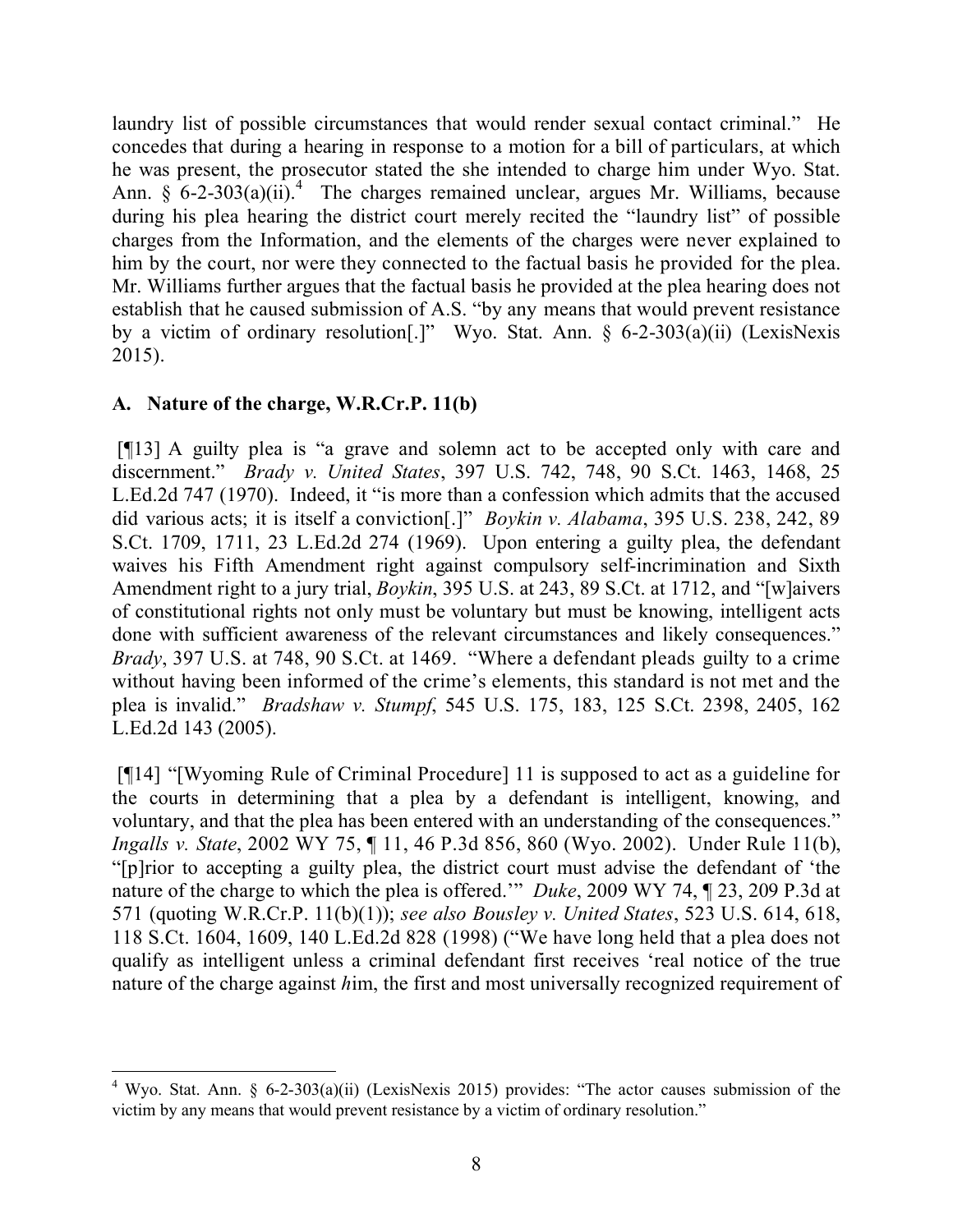laundry list of possible circumstances that would render sexual contact criminal." He concedes that during a hearing in response to a motion for a bill of particulars, at which he was present, the prosecutor stated the she intended to charge him under Wyo. Stat. Ann. § 6-2-303(a)(ii).[4] The charges remained unclear, argues Mr. Williams, because during his plea hearing the district court merely recited the "laundry list" of possible charges from the Information, and the elements of the charges were never explained to him by the court, nor were they connected to the factual basis he provided for the plea. Mr. Williams further argues that the factual basis he provided at the plea hearing does not establish that he caused submission of A.S. "by any means that would prevent resistance by a victim of ordinary resolution[.]" Wyo. Stat. Ann. § 6-2-303(a)(ii) (LexisNexis 2015).

## A. Nature of the charge, W.R.Cr.P. 11(b)

[¶13] A guilty plea is "a grave and solemn act to be accepted only with care and discernment." *Brady v. United States*, 397 U.S. 742, 748, 90 S.Ct. 1463, 1468, 25 L.Ed.2d 747 (1970). Indeed, it "is more than a confession which admits that the accused did various acts; it is itself a conviction[.]" *Boykin v. Alabama*, 395 U.S. 238, 242, 89 S.Ct. 1709, 1711, 23 L.Ed.2d 274 (1969). Upon entering a guilty plea, the defendant waives his Fifth Amendment right against compulsory self-incrimination and Sixth Amendment right to a jury trial, *Boykin*, 395 U.S. at 243, 89 S.Ct. at 1712, and "[w]aivers of constitutional rights not only must be voluntary but must be knowing, intelligent acts done with sufficient awareness of the relevant circumstances and likely consequences." *Brady*, 397 U.S. at 748, 90 S.Ct. at 1469. "Where a defendant pleads guilty to a crime without having been informed of the crime's elements, this standard is not met and the plea is invalid." *Bradshaw v. Stumpf*, 545 U.S. 175, 183, 125 S.Ct. 2398, 2405, 162 L.Ed.2d 143 (2005).

[¶14] "[Wyoming Rule of Criminal Procedure] 11 is supposed to act as a guideline for the courts in determining that a plea by a defendant is intelligent, knowing, and voluntary, and that the plea has been entered with an understanding of the consequences." *Ingalls v. State*, 2002 WY 75, ¶ 11, 46 P.3d 856, 860 (Wyo. 2002). Under Rule 11(b), "[p]rior to accepting a guilty plea, the district court must advise the defendant of 'the nature of the charge to which the plea is offered.'" *Duke*, 2009 WY 74, ¶ 23, 209 P.3d at 571 (quoting W.R.Cr.P. 11(b)(1)); *see also Bousley v. United States*, 523 U.S. 614, 618, 118 S.Ct. 1604, 1609, 140 L.Ed.2d 828 (1998) ("We have long held that a plea does not qualify as intelligent unless a criminal defendant first receives 'real notice of the true nature of the charge against *h*im, the first and most universally recognized requirement of

---

[4] Wyo. Stat. Ann. § 6-2-303(a)(ii) (LexisNexis 2015) provides: "The actor causes submission of the victim by any means that would prevent resistance by a victim of ordinary resolution."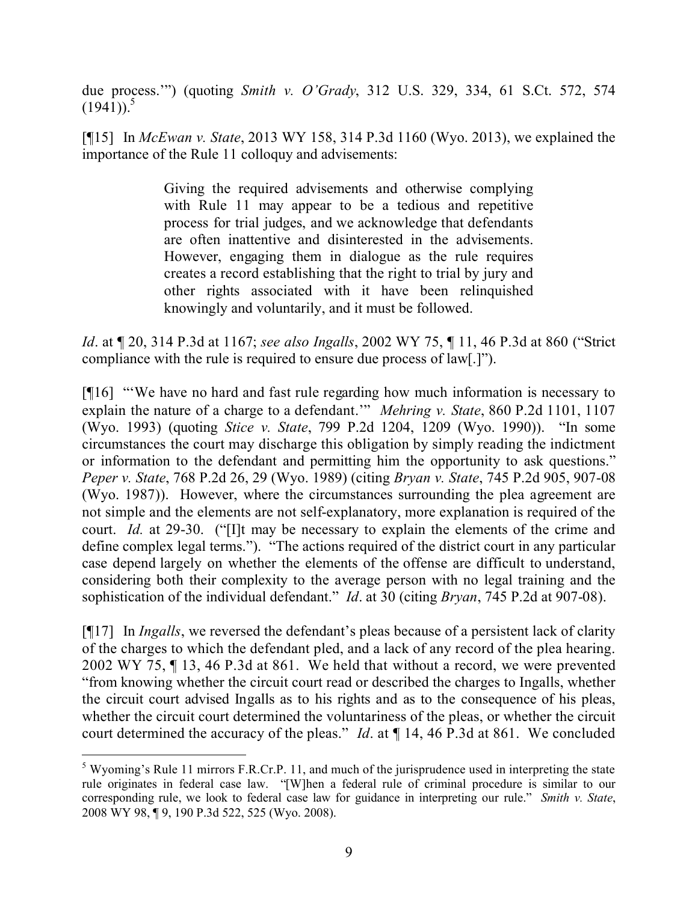due process.'") (quoting *Smith v. O'Grady*, 312 U.S. 329, 334, 61 S.Ct. 572, 574 (1941)).[5]

[¶15] In *McEwan v. State*, 2013 WY 158, 314 P.3d 1160 (Wyo. 2013), we explained the importance of the Rule 11 colloquy and advisements:

> Giving the required advisements and otherwise complying with Rule 11 may appear to be a tedious and repetitive process for trial judges, and we acknowledge that defendants are often inattentive and disinterested in the advisements. However, engaging them in dialogue as the rule requires creates a record establishing that the right to trial by jury and other rights associated with it have been relinquished knowingly and voluntarily, and it must be followed.

*Id*. at ¶ 20, 314 P.3d at 1167; *see also Ingalls*, 2002 WY 75, ¶ 11, 46 P.3d at 860 ("Strict compliance with the rule is required to ensure due process of law[.]").

[¶16] "'We have no hard and fast rule regarding how much information is necessary to explain the nature of a charge to a defendant.'" *Mehring v. State*, 860 P.2d 1101, 1107 (Wyo. 1993) (quoting *Stice v. State*, 799 P.2d 1204, 1209 (Wyo. 1990)). "In some circumstances the court may discharge this obligation by simply reading the indictment or information to the defendant and permitting him the opportunity to ask questions." *Peper v. State*, 768 P.2d 26, 29 (Wyo. 1989) (citing *Bryan v. State*, 745 P.2d 905, 907-08 (Wyo. 1987)). However, where the circumstances surrounding the plea agreement are not simple and the elements are not self-explanatory, more explanation is required of the court. *Id.* at 29-30. ("[I]t may be necessary to explain the elements of the crime and define complex legal terms."). "The actions required of the district court in any particular case depend largely on whether the elements of the offense are difficult to understand, considering both their complexity to the average person with no legal training and the sophistication of the individual defendant." *Id*. at 30 (citing *Bryan*, 745 P.2d at 907-08).

[¶17] In *Ingalls*, we reversed the defendant's pleas because of a persistent lack of clarity of the charges to which the defendant pled, and a lack of any record of the plea hearing. 2002 WY 75, ¶ 13, 46 P.3d at 861. We held that without a record, we were prevented "from knowing whether the circuit court read or described the charges to Ingalls, whether the circuit court advised Ingalls as to his rights and as to the consequence of his pleas, whether the circuit court determined the voluntariness of the pleas, or whether the circuit court determined the accuracy of the pleas." *Id*. at ¶ 14, 46 P.3d at 861. We concluded

---

[5] Wyoming's Rule 11 mirrors F.R.Cr.P. 11, and much of the jurisprudence used in interpreting the state rule originates in federal case law. "[W]hen a federal rule of criminal procedure is similar to our corresponding rule, we look to federal case law for guidance in interpreting our rule." *Smith v. State*, 2008 WY 98, ¶ 9, 190 P.3d 522, 525 (Wyo. 2008).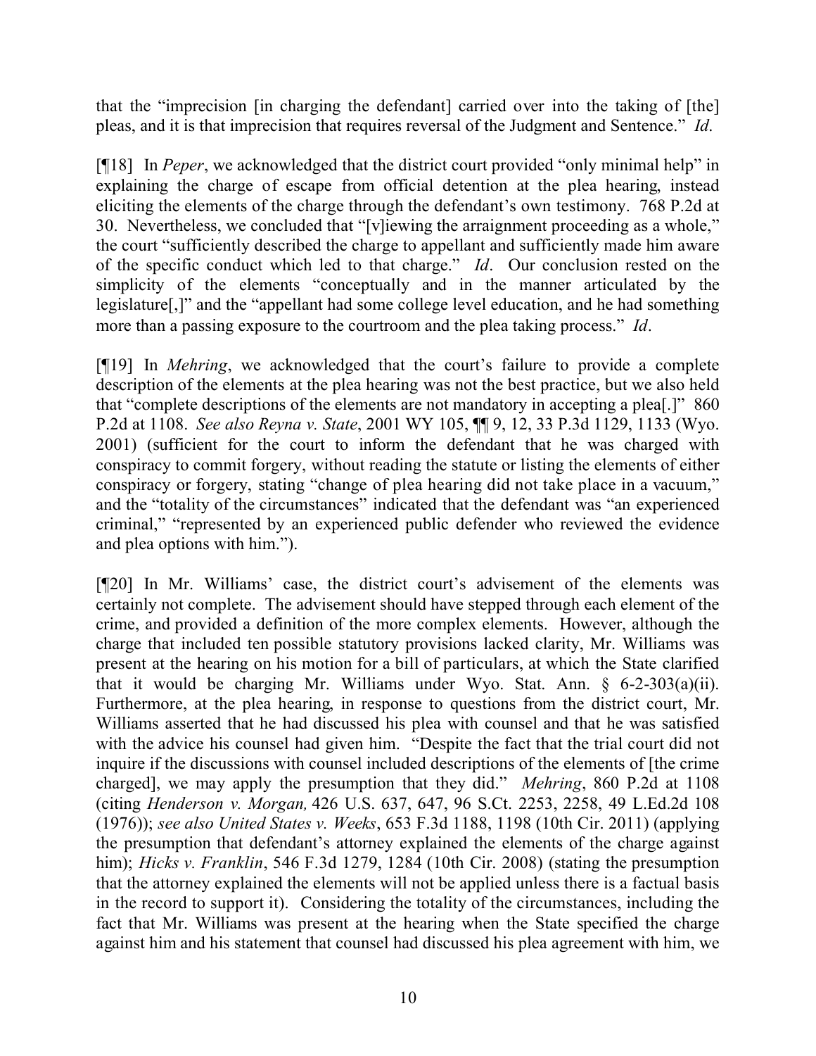that the "imprecision [in charging the defendant] carried over into the taking of [the] pleas, and it is that imprecision that requires reversal of the Judgment and Sentence." *Id*.

[¶18] In *Peper*, we acknowledged that the district court provided "only minimal help" in explaining the charge of escape from official detention at the plea hearing, instead eliciting the elements of the charge through the defendant's own testimony. 768 P.2d at 30. Nevertheless, we concluded that "[v]iewing the arraignment proceeding as a whole," the court "sufficiently described the charge to appellant and sufficiently made him aware of the specific conduct which led to that charge." *Id*. Our conclusion rested on the simplicity of the elements "conceptually and in the manner articulated by the legislature[,]" and the "appellant had some college level education, and he had something more than a passing exposure to the courtroom and the plea taking process." *Id*.

[¶19] In *Mehring*, we acknowledged that the court's failure to provide a complete description of the elements at the plea hearing was not the best practice, but we also held that "complete descriptions of the elements are not mandatory in accepting a plea[.]" 860 P.2d at 1108. *See also Reyna v. State*, 2001 WY 105, ¶¶ 9, 12, 33 P.3d 1129, 1133 (Wyo. 2001) (sufficient for the court to inform the defendant that he was charged with conspiracy to commit forgery, without reading the statute or listing the elements of either conspiracy or forgery, stating "change of plea hearing did not take place in a vacuum," and the "totality of the circumstances" indicated that the defendant was "an experienced criminal," "represented by an experienced public defender who reviewed the evidence and plea options with him.").

[¶20] In Mr. Williams' case, the district court's advisement of the elements was certainly not complete. The advisement should have stepped through each element of the crime, and provided a definition of the more complex elements. However, although the charge that included ten possible statutory provisions lacked clarity, Mr. Williams was present at the hearing on his motion for a bill of particulars, at which the State clarified that it would be charging Mr. Williams under Wyo. Stat. Ann. § 6-2-303(a)(ii). Furthermore, at the plea hearing, in response to questions from the district court, Mr. Williams asserted that he had discussed his plea with counsel and that he was satisfied with the advice his counsel had given him. "Despite the fact that the trial court did not inquire if the discussions with counsel included descriptions of the elements of [the crime charged], we may apply the presumption that they did." *Mehring*, 860 P.2d at 1108 (citing *Henderson v. Morgan,* 426 U.S. 637, 647, 96 S.Ct. 2253, 2258, 49 L.Ed.2d 108 (1976)); *see also United States v. Weeks*, 653 F.3d 1188, 1198 (10th Cir. 2011) (applying the presumption that defendant's attorney explained the elements of the charge against him); *Hicks v. Franklin*, 546 F.3d 1279, 1284 (10th Cir. 2008) (stating the presumption that the attorney explained the elements will not be applied unless there is a factual basis in the record to support it). Considering the totality of the circumstances, including the fact that Mr. Williams was present at the hearing when the State specified the charge against him and his statement that counsel had discussed his plea agreement with him, we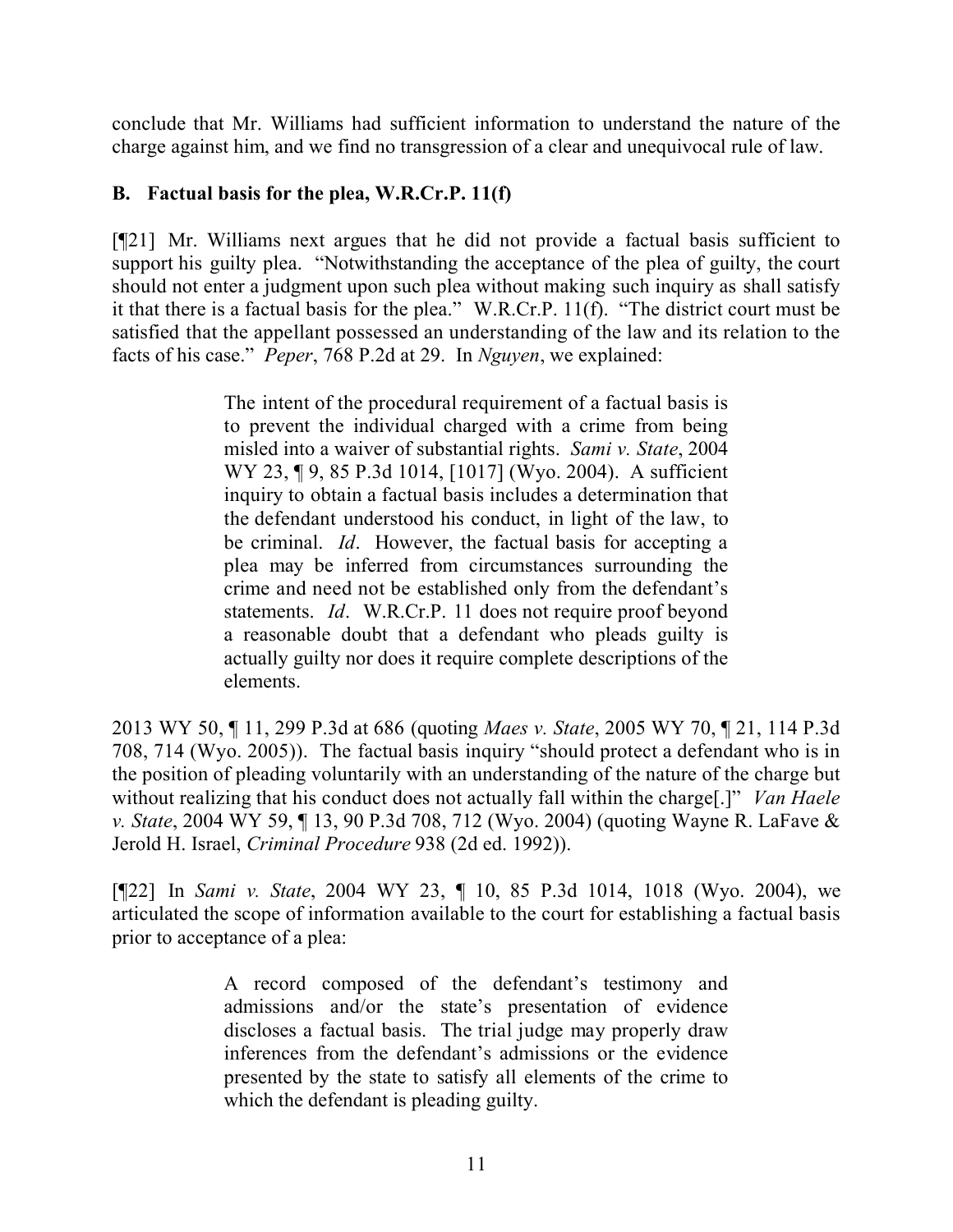conclude that Mr. Williams had sufficient information to understand the nature of the charge against him, and we find no transgression of a clear and unequivocal rule of law.

### B. Factual basis for the plea, W.R.Cr.P. 11(f)

[¶21] Mr. Williams next argues that he did not provide a factual basis sufficient to support his guilty plea. "Notwithstanding the acceptance of the plea of guilty, the court should not enter a judgment upon such plea without making such inquiry as shall satisfy it that there is a factual basis for the plea." W.R.Cr.P. 11(f). "The district court must be satisfied that the appellant possessed an understanding of the law and its relation to the facts of his case." *Peper*, 768 P.2d at 29. In *Nguyen*, we explained:

> The intent of the procedural requirement of a factual basis is to prevent the individual charged with a crime from being misled into a waiver of substantial rights. *Sami v. State*, 2004 WY 23, ¶ 9, 85 P.3d 1014, [1017] (Wyo. 2004). A sufficient inquiry to obtain a factual basis includes a determination that the defendant understood his conduct, in light of the law, to be criminal. *Id*. However, the factual basis for accepting a plea may be inferred from circumstances surrounding the crime and need not be established only from the defendant's statements. *Id*. W.R.Cr.P. 11 does not require proof beyond a reasonable doubt that a defendant who pleads guilty is actually guilty nor does it require complete descriptions of the elements.

2013 WY 50, ¶ 11, 299 P.3d at 686 (quoting *Maes v. State*, 2005 WY 70, ¶ 21, 114 P.3d 708, 714 (Wyo. 2005)). The factual basis inquiry "should protect a defendant who is in the position of pleading voluntarily with an understanding of the nature of the charge but without realizing that his conduct does not actually fall within the charge[.]" *Van Haele v. State*, 2004 WY 59, ¶ 13, 90 P.3d 708, 712 (Wyo. 2004) (quoting Wayne R. LaFave & Jerold H. Israel, *Criminal Procedure* 938 (2d ed. 1992)).

[¶22] In *Sami v. State*, 2004 WY 23, ¶ 10, 85 P.3d 1014, 1018 (Wyo. 2004), we articulated the scope of information available to the court for establishing a factual basis prior to acceptance of a plea:

> A record composed of the defendant's testimony and admissions and/or the state's presentation of evidence discloses a factual basis. The trial judge may properly draw inferences from the defendant's admissions or the evidence presented by the state to satisfy all elements of the crime to which the defendant is pleading guilty.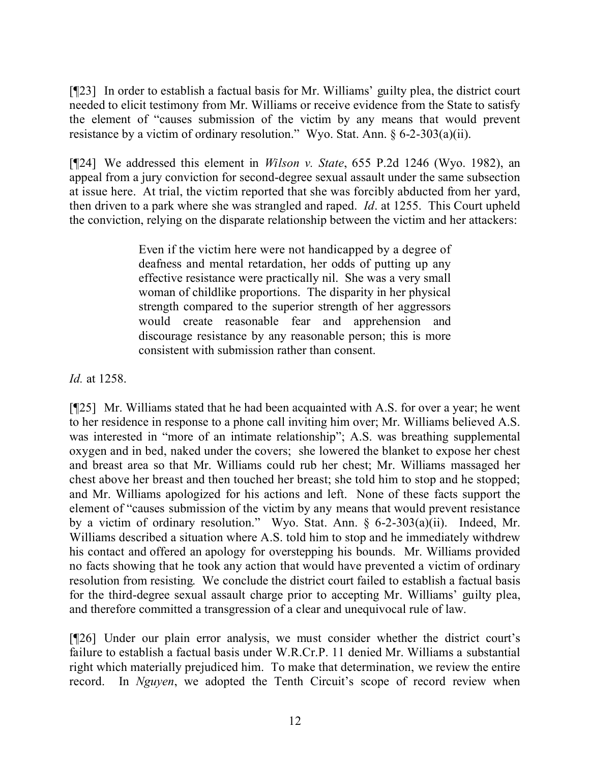[¶23] In order to establish a factual basis for Mr. Williams' guilty plea, the district court needed to elicit testimony from Mr. Williams or receive evidence from the State to satisfy the element of "causes submission of the victim by any means that would prevent resistance by a victim of ordinary resolution." Wyo. Stat. Ann. § 6-2-303(a)(ii).

[¶24] We addressed this element in *Wilson v. State*, 655 P.2d 1246 (Wyo. 1982), an appeal from a jury conviction for second-degree sexual assault under the same subsection at issue here. At trial, the victim reported that she was forcibly abducted from her yard, then driven to a park where she was strangled and raped. *Id*. at 1255. This Court upheld the conviction, relying on the disparate relationship between the victim and her attackers:

> Even if the victim here were not handicapped by a degree of deafness and mental retardation, her odds of putting up any effective resistance were practically nil. She was a very small woman of childlike proportions. The disparity in her physical strength compared to the superior strength of her aggressors would create reasonable fear and apprehension and discourage resistance by any reasonable person; this is more consistent with submission rather than consent.

*Id.* at 1258.

[¶25] Mr. Williams stated that he had been acquainted with A.S. for over a year; he went to her residence in response to a phone call inviting him over; Mr. Williams believed A.S. was interested in "more of an intimate relationship"; A.S. was breathing supplemental oxygen and in bed, naked under the covers; she lowered the blanket to expose her chest and breast area so that Mr. Williams could rub her chest; Mr. Williams massaged her chest above her breast and then touched her breast; she told him to stop and he stopped; and Mr. Williams apologized for his actions and left. None of these facts support the element of "causes submission of the victim by any means that would prevent resistance by a victim of ordinary resolution." Wyo. Stat. Ann. § 6-2-303(a)(ii). Indeed, Mr. Williams described a situation where A.S. told him to stop and he immediately withdrew his contact and offered an apology for overstepping his bounds. Mr. Williams provided no facts showing that he took any action that would have prevented a victim of ordinary resolution from resisting. We conclude the district court failed to establish a factual basis for the third-degree sexual assault charge prior to accepting Mr. Williams' guilty plea, and therefore committed a transgression of a clear and unequivocal rule of law.

[¶26] Under our plain error analysis, we must consider whether the district court's failure to establish a factual basis under W.R.Cr.P. 11 denied Mr. Williams a substantial right which materially prejudiced him. To make that determination, we review the entire record. In *Nguyen*, we adopted the Tenth Circuit's scope of record review when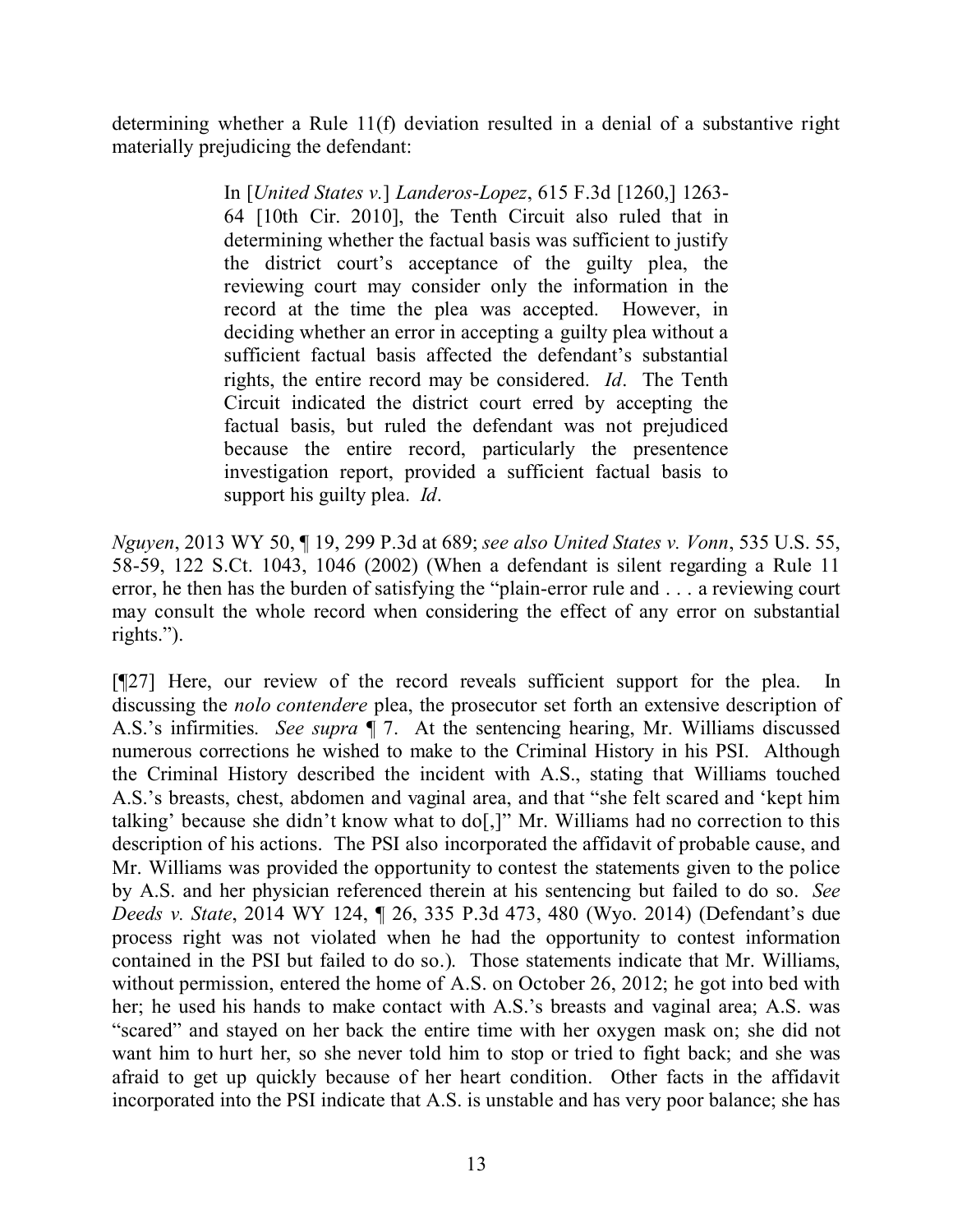determining whether a Rule 11(f) deviation resulted in a denial of a substantive right materially prejudicing the defendant:

> In [*United States v.*] *Landeros-Lopez*, 615 F.3d [1260,] 1263-64 [10th Cir. 2010], the Tenth Circuit also ruled that in determining whether the factual basis was sufficient to justify the district court's acceptance of the guilty plea, the reviewing court may consider only the information in the record at the time the plea was accepted. However, in deciding whether an error in accepting a guilty plea without a sufficient factual basis affected the defendant's substantial rights, the entire record may be considered. *Id*. The Tenth Circuit indicated the district court erred by accepting the factual basis, but ruled the defendant was not prejudiced because the entire record, particularly the presentence investigation report, provided a sufficient factual basis to support his guilty plea. *Id*.

*Nguyen*, 2013 WY 50, ¶ 19, 299 P.3d at 689; *see also United States v. Vonn*, 535 U.S. 55, 58-59, 122 S.Ct. 1043, 1046 (2002) (When a defendant is silent regarding a Rule 11 error, he then has the burden of satisfying the "plain-error rule and . . . a reviewing court may consult the whole record when considering the effect of any error on substantial rights.").

[¶27] Here, our review of the record reveals sufficient support for the plea. In discussing the *nolo contendere* plea, the prosecutor set forth an extensive description of A.S.'s infirmities. *See supra* ¶ 7. At the sentencing hearing, Mr. Williams discussed numerous corrections he wished to make to the Criminal History in his PSI. Although the Criminal History described the incident with A.S., stating that Williams touched A.S.'s breasts, chest, abdomen and vaginal area, and that "she felt scared and 'kept him talking' because she didn't know what to do[,]" Mr. Williams had no correction to this description of his actions. The PSI also incorporated the affidavit of probable cause, and Mr. Williams was provided the opportunity to contest the statements given to the police by A.S. and her physician referenced therein at his sentencing but failed to do so. *See Deeds v. State*, 2014 WY 124, ¶ 26, 335 P.3d 473, 480 (Wyo. 2014) (Defendant's due process right was not violated when he had the opportunity to contest information contained in the PSI but failed to do so.). Those statements indicate that Mr. Williams, without permission, entered the home of A.S. on October 26, 2012; he got into bed with her; he used his hands to make contact with A.S.'s breasts and vaginal area; A.S. was "scared" and stayed on her back the entire time with her oxygen mask on; she did not want him to hurt her, so she never told him to stop or tried to fight back; and she was afraid to get up quickly because of her heart condition. Other facts in the affidavit incorporated into the PSI indicate that A.S. is unstable and has very poor balance; she has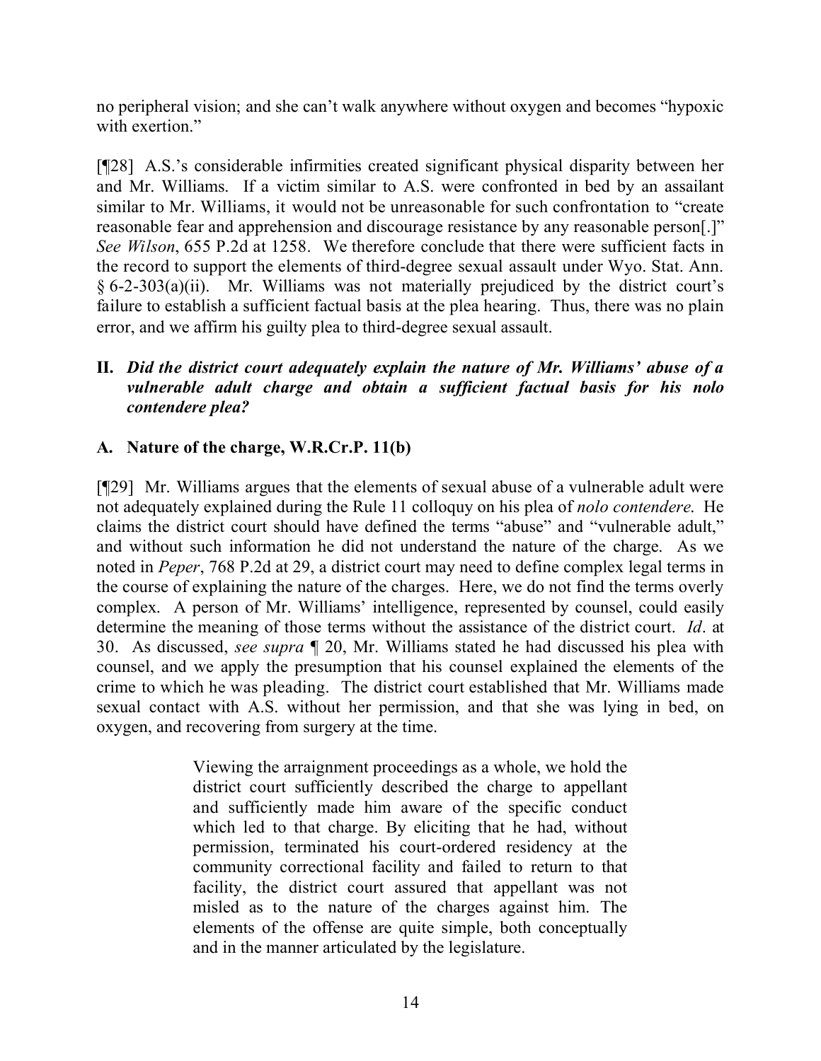no peripheral vision; and she can't walk anywhere without oxygen and becomes "hypoxic with exertion."

[¶28] A.S.'s considerable infirmities created significant physical disparity between her and Mr. Williams. If a victim similar to A.S. were confronted in bed by an assailant similar to Mr. Williams, it would not be unreasonable for such confrontation to "create reasonable fear and apprehension and discourage resistance by any reasonable person[.]" *See Wilson*, 655 P.2d at 1258. We therefore conclude that there were sufficient facts in the record to support the elements of third-degree sexual assault under Wyo. Stat. Ann. § 6-2-303(a)(ii). Mr. Williams was not materially prejudiced by the district court's failure to establish a sufficient factual basis at the plea hearing. Thus, there was no plain error, and we affirm his guilty plea to third-degree sexual assault.

## II. *Did the district court adequately explain the nature of Mr. Williams' abuse of a vulnerable adult charge and obtain a sufficient factual basis for his nolo contendere plea?*

### A. Nature of the charge, W.R.Cr.P. 11(b)

[¶29] Mr. Williams argues that the elements of sexual abuse of a vulnerable adult were not adequately explained during the Rule 11 colloquy on his plea of *nolo contendere*. He claims the district court should have defined the terms "abuse" and "vulnerable adult," and without such information he did not understand the nature of the charge. As we noted in *Peper*, 768 P.2d at 29, a district court may need to define complex legal terms in the course of explaining the nature of the charges. Here, we do not find the terms overly complex. A person of Mr. Williams' intelligence, represented by counsel, could easily determine the meaning of those terms without the assistance of the district court. *Id*. at 30. As discussed, *see supra* ¶ 20, Mr. Williams stated he had discussed his plea with counsel, and we apply the presumption that his counsel explained the elements of the crime to which he was pleading. The district court established that Mr. Williams made sexual contact with A.S. without her permission, and that she was lying in bed, on oxygen, and recovering from surgery at the time.

> Viewing the arraignment proceedings as a whole, we hold the district court sufficiently described the charge to appellant and sufficiently made him aware of the specific conduct which led to that charge. By eliciting that he had, without permission, terminated his court-ordered residency at the community correctional facility and failed to return to that facility, the district court assured that appellant was not misled as to the nature of the charges against him. The elements of the offense are quite simple, both conceptually and in the manner articulated by the legislature.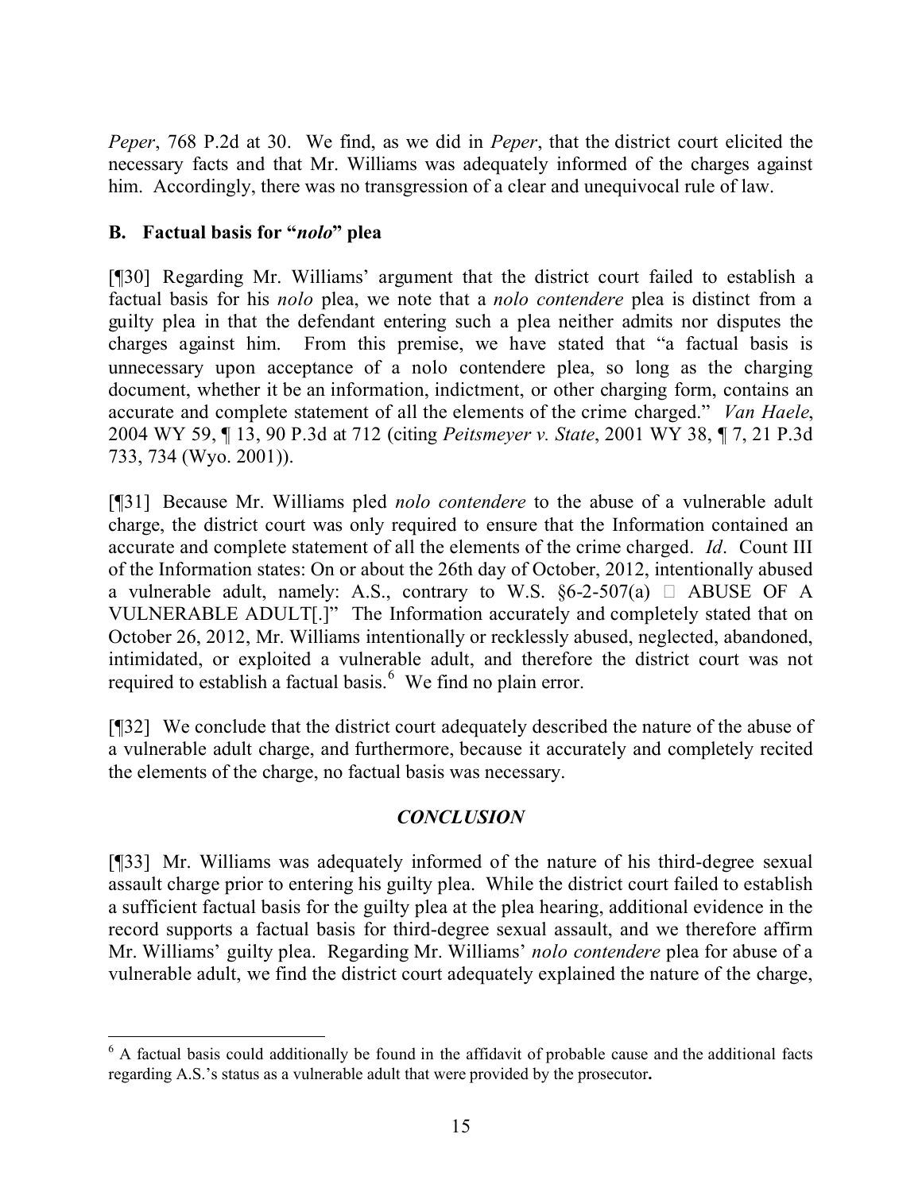*Peper*, 768 P.2d at 30. We find, as we did in *Peper*, that the district court elicited the necessary facts and that Mr. Williams was adequately informed of the charges against him. Accordingly, there was no transgression of a clear and unequivocal rule of law.

### B. Factual basis for "*nolo*" plea

[¶30] Regarding Mr. Williams' argument that the district court failed to establish a factual basis for his *nolo* plea, we note that a *nolo contendere* plea is distinct from a guilty plea in that the defendant entering such a plea neither admits nor disputes the charges against him. From this premise, we have stated that "a factual basis is unnecessary upon acceptance of a nolo contendere plea, so long as the charging document, whether it be an information, indictment, or other charging form, contains an accurate and complete statement of all the elements of the crime charged." *Van Haele*, 2004 WY 59, ¶ 13, 90 P.3d at 712 (citing *Peitsmeyer v. State*, 2001 WY 38, ¶ 7, 21 P.3d 733, 734 (Wyo. 2001)).

[¶31] Because Mr. Williams pled *nolo contendere* to the abuse of a vulnerable adult charge, the district court was only required to ensure that the Information contained an accurate and complete statement of all the elements of the crime charged. *Id*. Count III of the Information states: On or about the 26th day of October, 2012, intentionally abused a vulnerable adult, namely: A.S., contrary to W.S. §6-2-507(a)  ABUSE OF A VULNERABLE ADULT[.]" The Information accurately and completely stated that on October 26, 2012, Mr. Williams intentionally or recklessly abused, neglected, abandoned, intimidated, or exploited a vulnerable adult, and therefore the district court was not required to establish a factual basis.[6] We find no plain error.

[¶32] We conclude that the district court adequately described the nature of the abuse of a vulnerable adult charge, and furthermore, because it accurately and completely recited the elements of the charge, no factual basis was necessary.

## *CONCLUSION*

[¶33] Mr. Williams was adequately informed of the nature of his third-degree sexual assault charge prior to entering his guilty plea. While the district court failed to establish a sufficient factual basis for the guilty plea at the plea hearing, additional evidence in the record supports a factual basis for third-degree sexual assault, and we therefore affirm Mr. Williams' guilty plea. Regarding Mr. Williams' *nolo contendere* plea for abuse of a vulnerable adult, we find the district court adequately explained the nature of the charge,

---

[6] A factual basis could additionally be found in the affidavit of probable cause and the additional facts regarding A.S.'s status as a vulnerable adult that were provided by the prosecutor**.**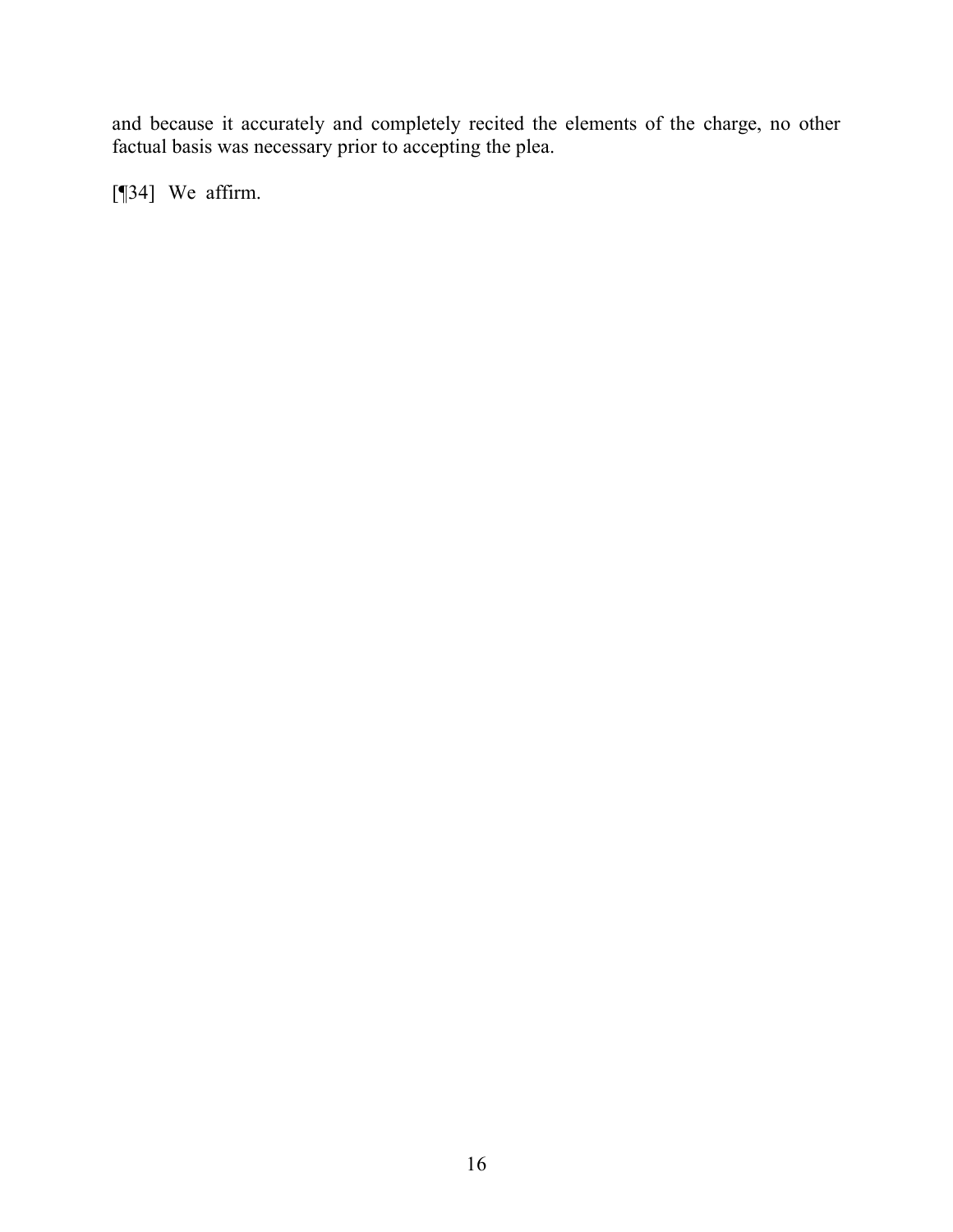and because it accurately and completely recited the elements of the charge, no other factual basis was necessary prior to accepting the plea.

[¶34] We affirm.